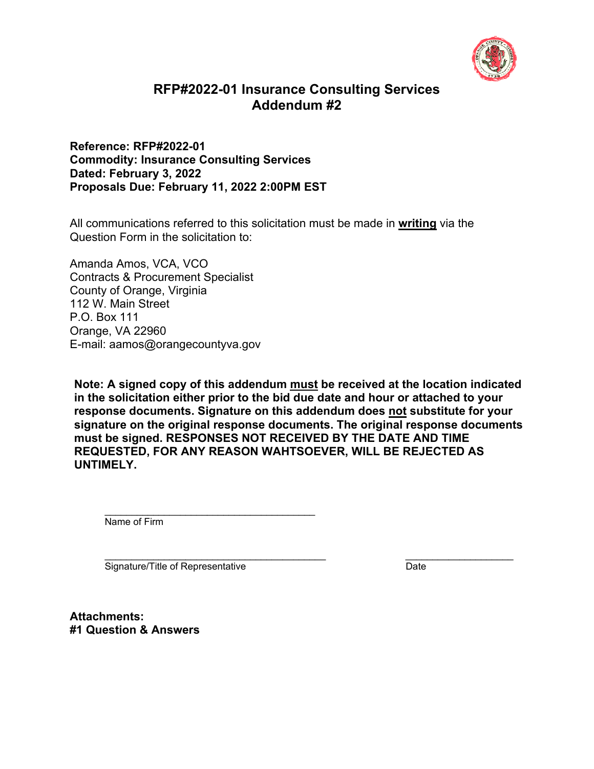# RFP#2022-01 Insurance Consulting Services
# Addendum #2

**Reference: RFP#2022-01**
**Commodity: Insurance Consulting Services**
**Dated: February 3, 2022**
**Proposals Due: February 11, 2022 2:00PM EST**

All communications referred to this solicitation must be made in **writing** via the Question Form in the solicitation to:

Amanda Amos, VCA, VCO
Contracts & Procurement Specialist
County of Orange, Virginia
112 W. Main Street
P.O. Box 111
Orange, VA 22960
E-mail: aamos@orangecountyva.gov

**Note: A signed copy of this addendum must be received at the location indicated in the solicitation either prior to the bid due date and hour or attached to your response documents. Signature on this addendum does not substitute for your signature on the original response documents. The original response documents must be signed. RESPONSES NOT RECEIVED BY THE DATE AND TIME REQUESTED, FOR ANY REASON WAHTSOEVER, WILL BE REJECTED AS UNTIMELY.**

\_\_\_\_\_\_\_\_\_\_\_\_\_\_\_\_\_\_\_\_\_\_\_\_\_\_\_\_\_\_\_\_\_\_\_\_\_\_
Name of Firm

\_\_\_\_\_\_\_\_\_\_\_\_\_\_\_\_\_\_\_\_\_\_\_\_\_\_\_\_\_\_\_\_\_\_\_\_\_\_ \_\_\_\_\_\_\_\_\_\_\_\_\_\_\_\_\_\_\_\_
Signature/Title of Representative Date

**Attachments:**
**#1 Question & Answers**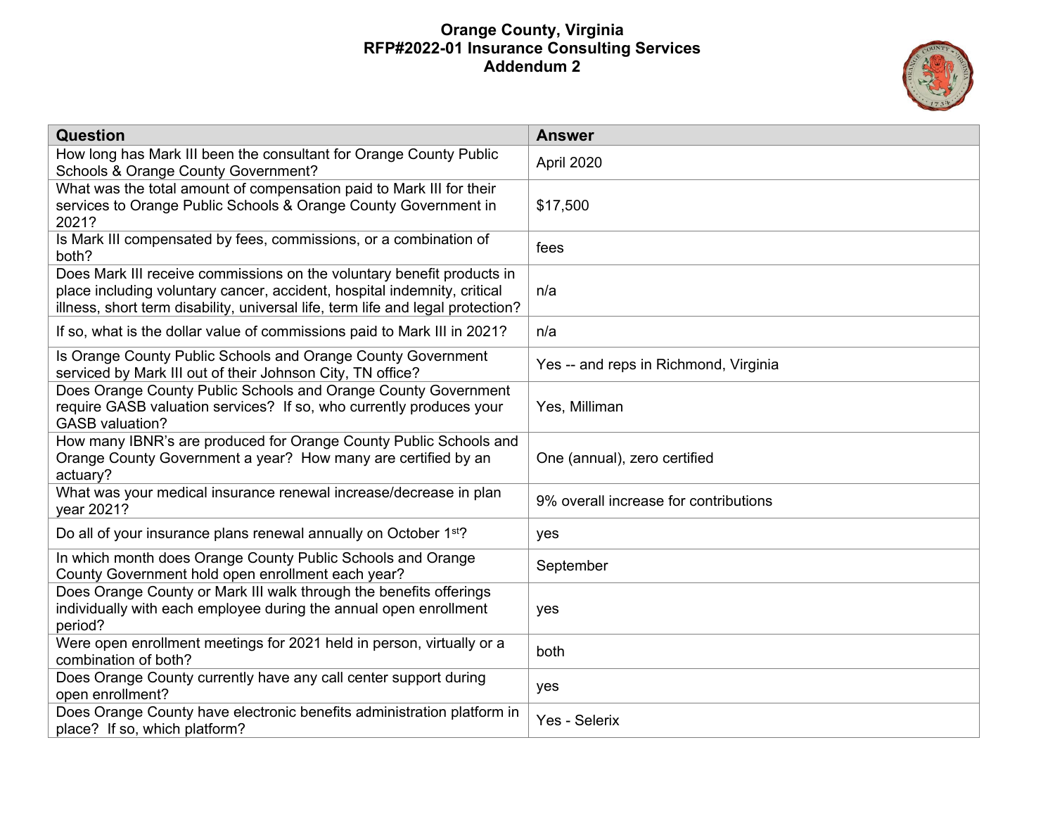# Orange County, Virginia
## RFP#2022-01 Insurance Consulting Services
## Addendum 2

| Question | Answer |
|---|---|
| How long has Mark III been the consultant for Orange County Public Schools & Orange County Government? | April 2020 |
| What was the total amount of compensation paid to Mark III for their services to Orange Public Schools & Orange County Government in 2021? | $17,500 |
| Is Mark III compensated by fees, commissions, or a combination of both? | fees |
| Does Mark III receive commissions on the voluntary benefit products in place including voluntary cancer, accident, hospital indemnity, critical illness, short term disability, universal life, term life and legal protection? | n/a |
| If so, what is the dollar value of commissions paid to Mark III in 2021? | n/a |
| Is Orange County Public Schools and Orange County Government serviced by Mark III out of their Johnson City, TN office? | Yes -- and reps in Richmond, Virginia |
| Does Orange County Public Schools and Orange County Government require GASB valuation services? If so, who currently produces your GASB valuation? | Yes, Milliman |
| How many IBNR's are produced for Orange County Public Schools and Orange County Government a year? How many are certified by an actuary? | One (annual), zero certified |
| What was your medical insurance renewal increase/decrease in plan year 2021? | 9% overall increase for contributions |
| Do all of your insurance plans renewal annually on October 1st? | yes |
| In which month does Orange County Public Schools and Orange County Government hold open enrollment each year? | September |
| Does Orange County or Mark III walk through the benefits offerings individually with each employee during the annual open enrollment period? | yes |
| Were open enrollment meetings for 2021 held in person, virtually or a combination of both? | both |
| Does Orange County currently have any call center support during open enrollment? | yes |
| Does Orange County have electronic benefits administration platform in place? If so, which platform? | Yes - Selerix |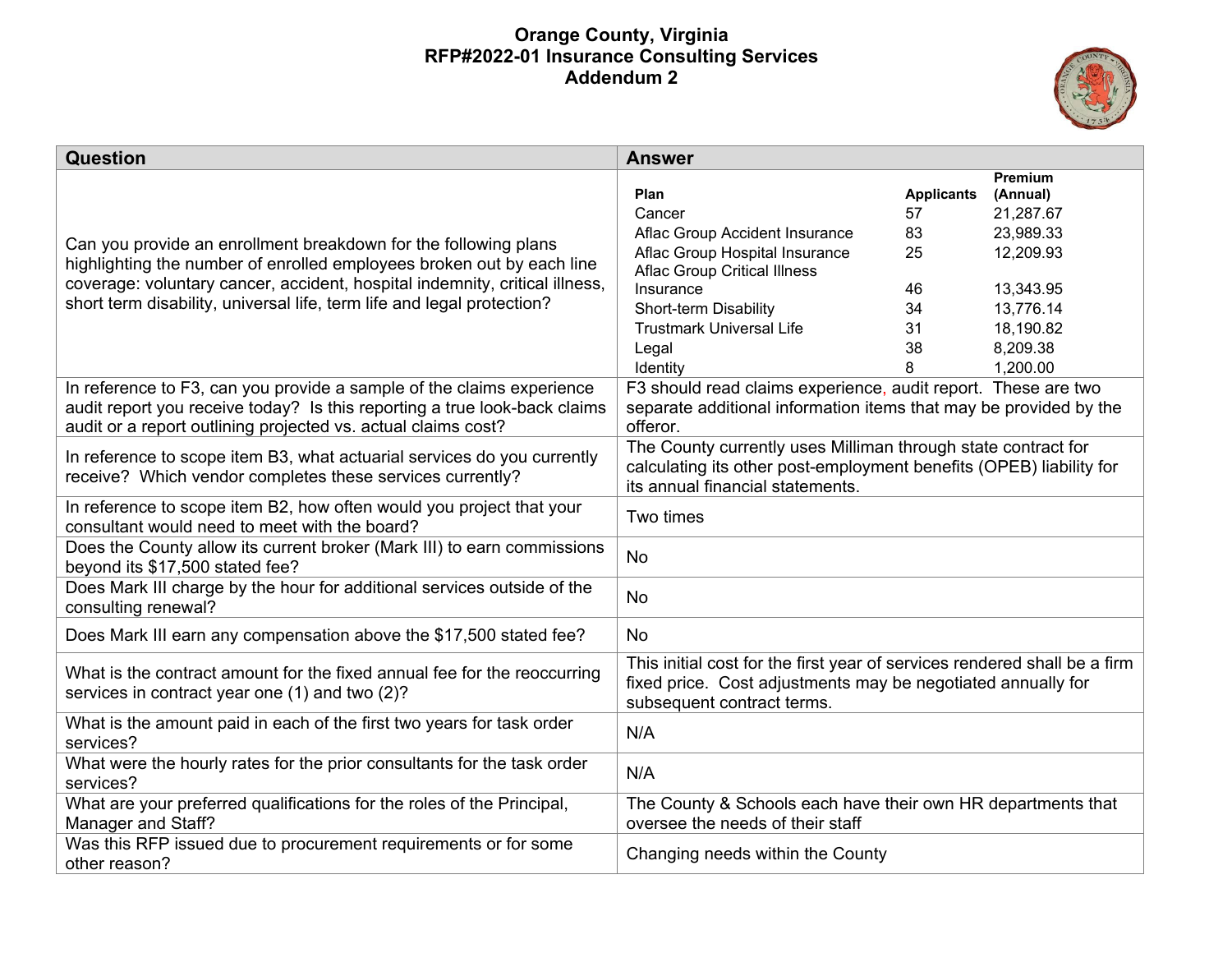# Orange County, Virginia
# RFP#2022-01 Insurance Consulting Services
# Addendum 2

| Question | Answer |
|---|---|
| Can you provide an enrollment breakdown for the following plans highlighting the number of enrolled employees broken out by each line coverage: voluntary cancer, accident, hospital indemnity, critical illness, short term disability, universal life, term life and legal protection? | **Plan** / **Applicants** / **Premium (Annual)**<br>Cancer / 57 / 21,287.67<br>Aflac Group Accident Insurance / 83 / 23,989.33<br>Aflac Group Hospital Insurance / 25 / 12,209.93<br>Aflac Group Critical Illness Insurance / 46 / 13,343.95<br>Short-term Disability / 34 / 13,776.14<br>Trustmark Universal Life / 31 / 18,190.82<br>Legal / 38 / 8,209.38<br>Identity / 8 / 1,200.00 |
| In reference to F3, can you provide a sample of the claims experience audit report you receive today? Is this reporting a true look-back claims audit or a report outlining projected vs. actual claims cost? | F3 should read claims experience, audit report. These are two separate additional information items that may be provided by the offeror. |
| In reference to scope item B3, what actuarial services do you currently receive? Which vendor completes these services currently? | The County currently uses Milliman through state contract for calculating its other post-employment benefits (OPEB) liability for its annual financial statements. |
| In reference to scope item B2, how often would you project that your consultant would need to meet with the board? | Two times |
| Does the County allow its current broker (Mark III) to earn commissions beyond its $17,500 stated fee? | No |
| Does Mark III charge by the hour for additional services outside of the consulting renewal? | No |
| Does Mark III earn any compensation above the $17,500 stated fee? | No |
| What is the contract amount for the fixed annual fee for the reoccurring services in contract year one (1) and two (2)? | This initial cost for the first year of services rendered shall be a firm fixed price. Cost adjustments may be negotiated annually for subsequent contract terms. |
| What is the amount paid in each of the first two years for task order services? | N/A |
| What were the hourly rates for the prior consultants for the task order services? | N/A |
| What are your preferred qualifications for the roles of the Principal, Manager and Staff? | The County & Schools each have their own HR departments that oversee the needs of their staff |
| Was this RFP issued due to procurement requirements or for some other reason? | Changing needs within the County |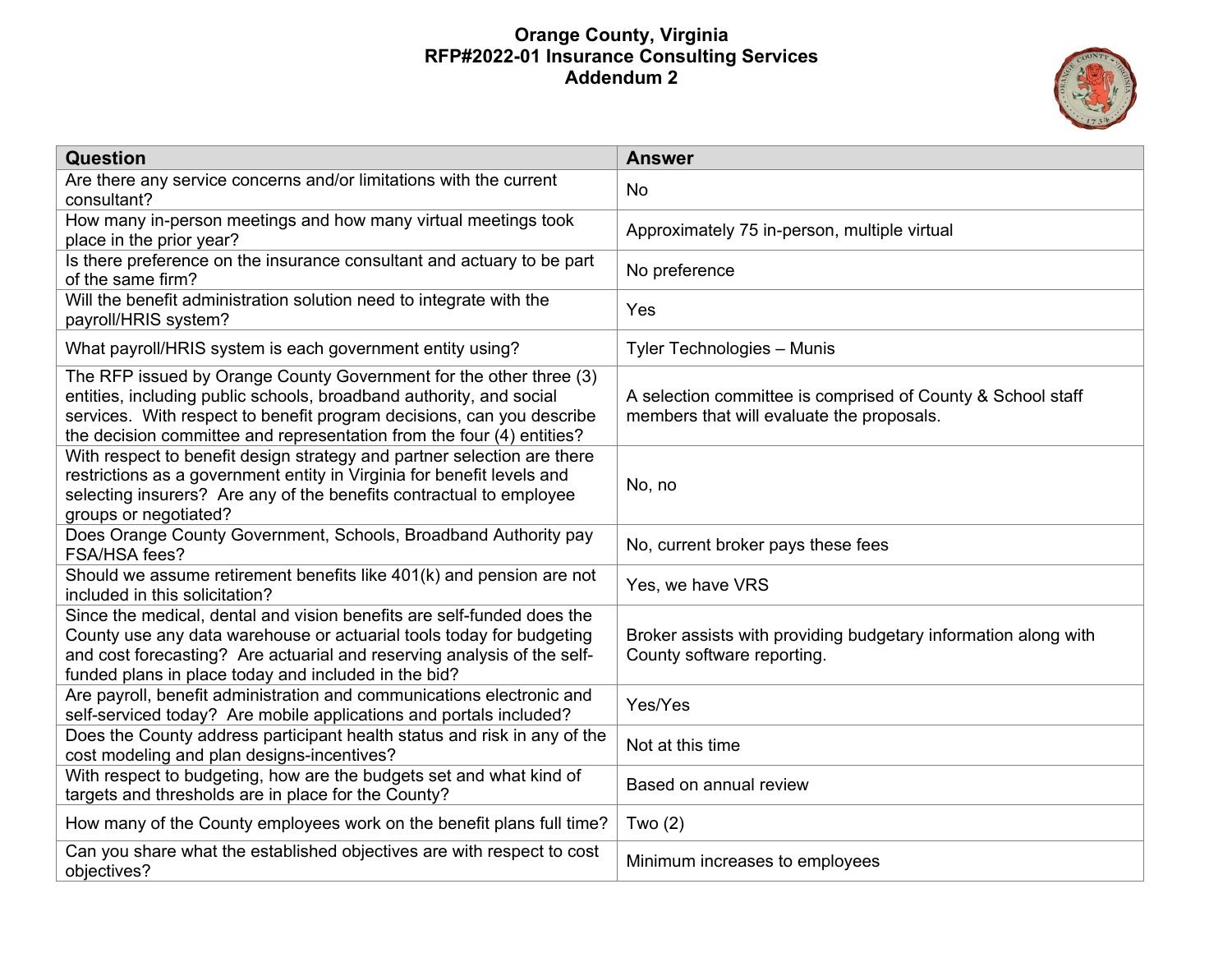# Orange County, Virginia
## RFP#2022-01 Insurance Consulting Services
## Addendum 2

| Question | Answer |
|---|---|
| Are there any service concerns and/or limitations with the current consultant? | No |
| How many in-person meetings and how many virtual meetings took place in the prior year? | Approximately 75 in-person, multiple virtual |
| Is there preference on the insurance consultant and actuary to be part of the same firm? | No preference |
| Will the benefit administration solution need to integrate with the payroll/HRIS system? | Yes |
| What payroll/HRIS system is each government entity using? | Tyler Technologies – Munis |
| The RFP issued by Orange County Government for the other three (3) entities, including public schools, broadband authority, and social services. With respect to benefit program decisions, can you describe the decision committee and representation from the four (4) entities? | A selection committee is comprised of County & School staff members that will evaluate the proposals. |
| With respect to benefit design strategy and partner selection are there restrictions as a government entity in Virginia for benefit levels and selecting insurers? Are any of the benefits contractual to employee groups or negotiated? | No, no |
| Does Orange County Government, Schools, Broadband Authority pay FSA/HSA fees? | No, current broker pays these fees |
| Should we assume retirement benefits like 401(k) and pension are not included in this solicitation? | Yes, we have VRS |
| Since the medical, dental and vision benefits are self-funded does the County use any data warehouse or actuarial tools today for budgeting and cost forecasting? Are actuarial and reserving analysis of the self-funded plans in place today and included in the bid? | Broker assists with providing budgetary information along with County software reporting. |
| Are payroll, benefit administration and communications electronic and self-serviced today? Are mobile applications and portals included? | Yes/Yes |
| Does the County address participant health status and risk in any of the cost modeling and plan designs-incentives? | Not at this time |
| With respect to budgeting, how are the budgets set and what kind of targets and thresholds are in place for the County? | Based on annual review |
| How many of the County employees work on the benefit plans full time? | Two (2) |
| Can you share what the established objectives are with respect to cost objectives? | Minimum increases to employees |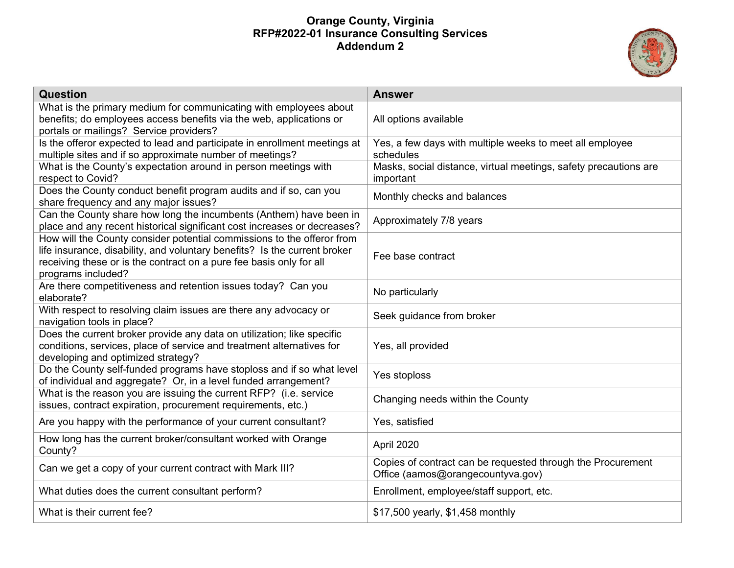# Orange County, Virginia
## RFP#2022-01 Insurance Consulting Services
## Addendum 2

| Question | Answer |
|---|---|
| What is the primary medium for communicating with employees about benefits; do employees access benefits via the web, applications or portals or mailings? Service providers? | All options available |
| Is the offeror expected to lead and participate in enrollment meetings at multiple sites and if so approximate number of meetings? | Yes, a few days with multiple weeks to meet all employee schedules |
| What is the County's expectation around in person meetings with respect to Covid? | Masks, social distance, virtual meetings, safety precautions are important |
| Does the County conduct benefit program audits and if so, can you share frequency and any major issues? | Monthly checks and balances |
| Can the County share how long the incumbents (Anthem) have been in place and any recent historical significant cost increases or decreases? | Approximately 7/8 years |
| How will the County consider potential commissions to the offeror from life insurance, disability, and voluntary benefits? Is the current broker receiving these or is the contract on a pure fee basis only for all programs included? | Fee base contract |
| Are there competitiveness and retention issues today? Can you elaborate? | No particularly |
| With respect to resolving claim issues are there any advocacy or navigation tools in place? | Seek guidance from broker |
| Does the current broker provide any data on utilization; like specific conditions, services, place of service and treatment alternatives for developing and optimized strategy? | Yes, all provided |
| Do the County self-funded programs have stoploss and if so what level of individual and aggregate? Or, in a level funded arrangement? | Yes stoploss |
| What is the reason you are issuing the current RFP? (i.e. service issues, contract expiration, procurement requirements, etc.) | Changing needs within the County |
| Are you happy with the performance of your current consultant? | Yes, satisfied |
| How long has the current broker/consultant worked with Orange County? | April 2020 |
| Can we get a copy of your current contract with Mark III? | Copies of contract can be requested through the Procurement Office (aamos@orangecountyva.gov) |
| What duties does the current consultant perform? | Enrollment, employee/staff support, etc. |
| What is their current fee? | $17,500 yearly, $1,458 monthly |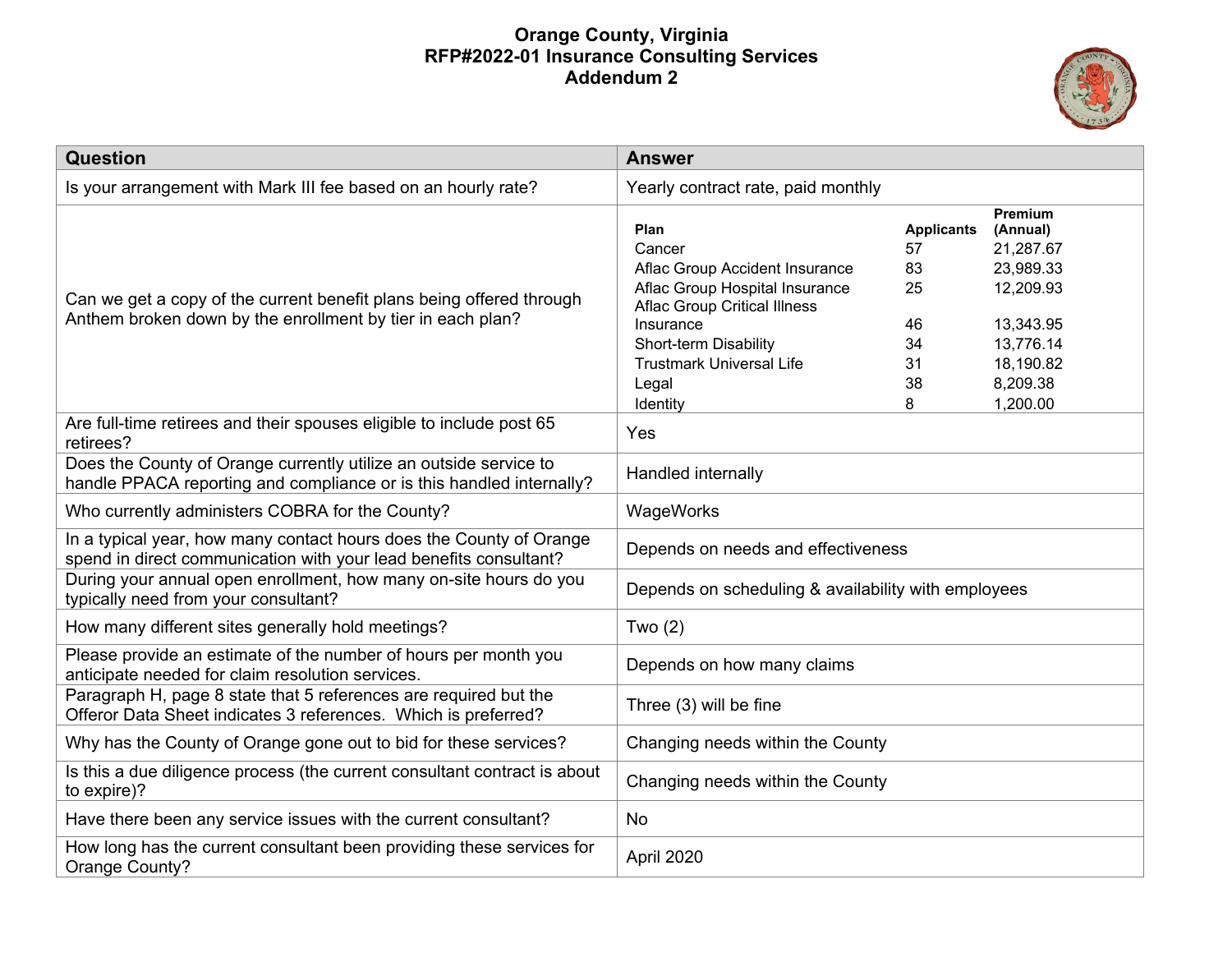# Orange County, Virginia
## RFP#2022-01 Insurance Consulting Services
## Addendum 2

| Question | Answer |
|---|---|
| Is your arrangement with Mark III fee based on an hourly rate? | Yearly contract rate, paid monthly |
| Can we get a copy of the current benefit plans being offered through Anthem broken down by the enrollment by tier in each plan? | **Plan** / **Applicants** / **Premium (Annual)**<br>Cancer / 57 / 21,287.67<br>Aflac Group Accident Insurance / 83 / 23,989.33<br>Aflac Group Hospital Insurance / 25 / 12,209.93<br>Aflac Group Critical Illness Insurance / 46 / 13,343.95<br>Short-term Disability / 34 / 13,776.14<br>Trustmark Universal Life / 31 / 18,190.82<br>Legal / 38 / 8,209.38<br>Identity / 8 / 1,200.00 |
| Are full-time retirees and their spouses eligible to include post 65 retirees? | Yes |
| Does the County of Orange currently utilize an outside service to handle PPACA reporting and compliance or is this handled internally? | Handled internally |
| Who currently administers COBRA for the County? | WageWorks |
| In a typical year, how many contact hours does the County of Orange spend in direct communication with your lead benefits consultant? | Depends on needs and effectiveness |
| During your annual open enrollment, how many on-site hours do you typically need from your consultant? | Depends on scheduling & availability with employees |
| How many different sites generally hold meetings? | Two (2) |
| Please provide an estimate of the number of hours per month you anticipate needed for claim resolution services. | Depends on how many claims |
| Paragraph H, page 8 state that 5 references are required but the Offeror Data Sheet indicates 3 references. Which is preferred? | Three (3) will be fine |
| Why has the County of Orange gone out to bid for these services? | Changing needs within the County |
| Is this a due diligence process (the current consultant contract is about to expire)? | Changing needs within the County |
| Have there been any service issues with the current consultant? | No |
| How long has the current consultant been providing these services for Orange County? | April 2020 |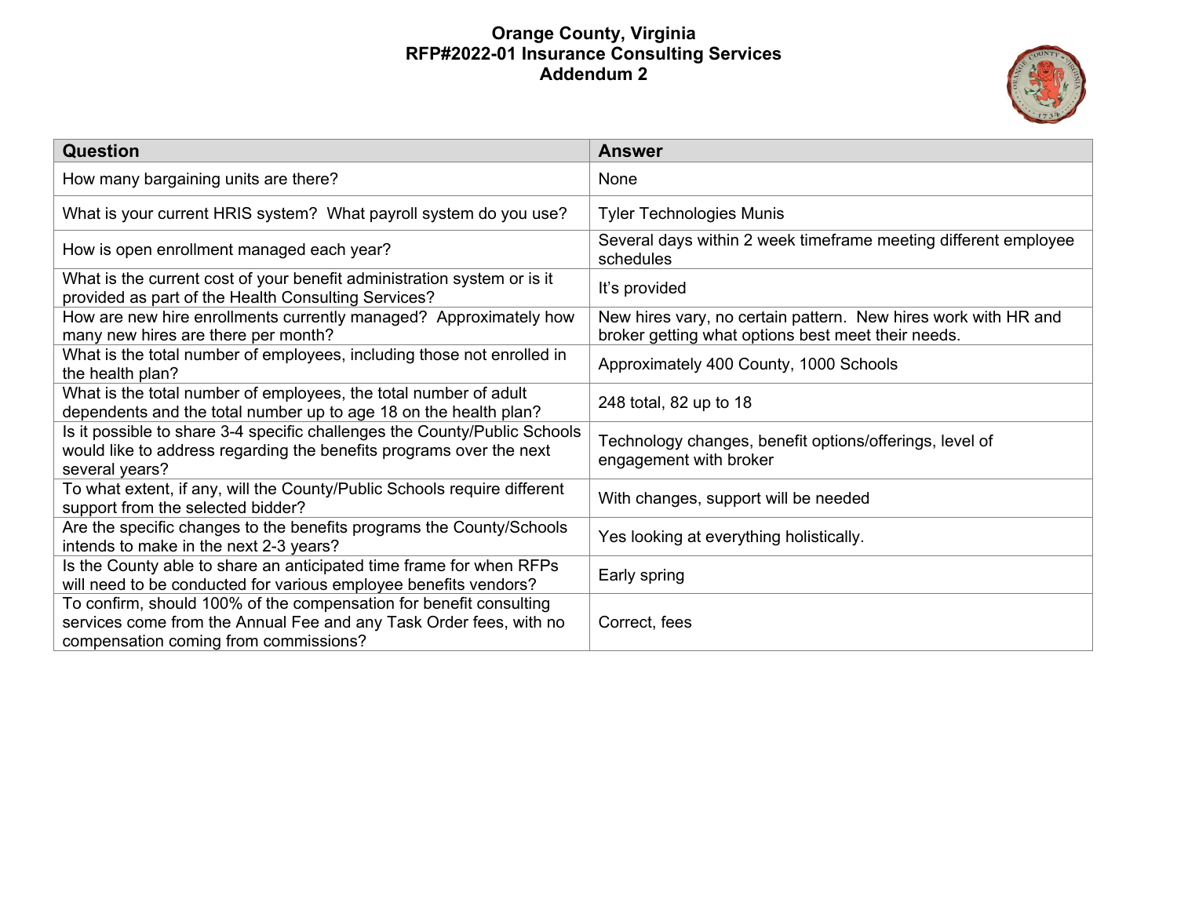# Orange County, Virginia
## RFP#2022-01 Insurance Consulting Services
## Addendum 2

| Question | Answer |
|---|---|
| How many bargaining units are there? | None |
| What is your current HRIS system? What payroll system do you use? | Tyler Technologies Munis |
| How is open enrollment managed each year? | Several days within 2 week timeframe meeting different employee schedules |
| What is the current cost of your benefit administration system or is it provided as part of the Health Consulting Services? | It's provided |
| How are new hire enrollments currently managed? Approximately how many new hires are there per month? | New hires vary, no certain pattern. New hires work with HR and broker getting what options best meet their needs. |
| What is the total number of employees, including those not enrolled in the health plan? | Approximately 400 County, 1000 Schools |
| What is the total number of employees, the total number of adult dependents and the total number up to age 18 on the health plan? | 248 total, 82 up to 18 |
| Is it possible to share 3-4 specific challenges the County/Public Schools would like to address regarding the benefits programs over the next several years? | Technology changes, benefit options/offerings, level of engagement with broker |
| To what extent, if any, will the County/Public Schools require different support from the selected bidder? | With changes, support will be needed |
| Are the specific changes to the benefits programs the County/Schools intends to make in the next 2-3 years? | Yes looking at everything holistically. |
| Is the County able to share an anticipated time frame for when RFPs will need to be conducted for various employee benefits vendors? | Early spring |
| To confirm, should 100% of the compensation for benefit consulting services come from the Annual Fee and any Task Order fees, with no compensation coming from commissions? | Correct, fees |